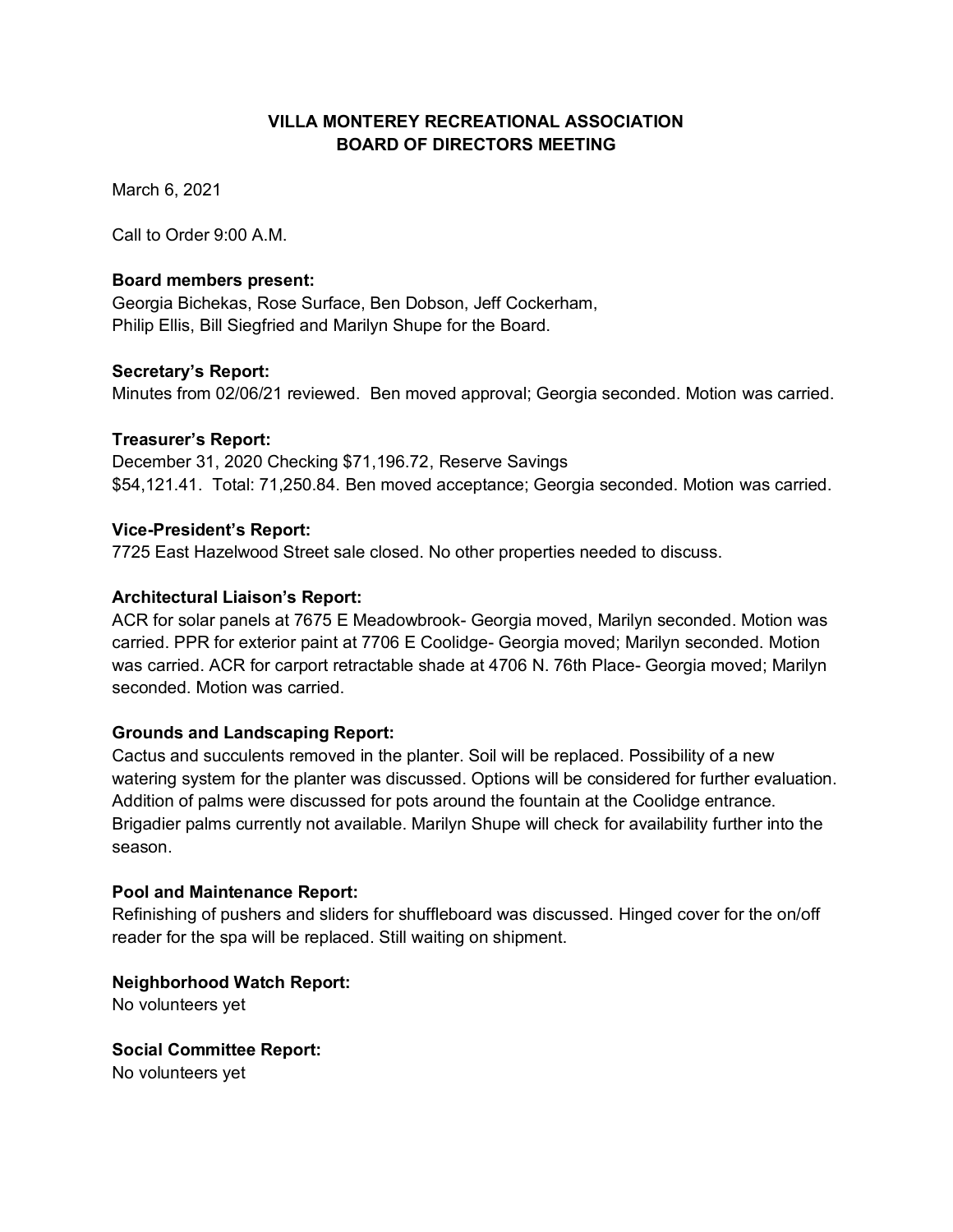# VILLA MONTEREY RECREATIONAL ASSOCIATION
# BOARD OF DIRECTORS MEETING

March 6, 2021

Call to Order 9:00 A.M.

**Board members present:**
Georgia Bichekas, Rose Surface, Ben Dobson, Jeff Cockerham, Philip Ellis, Bill Siegfried and Marilyn Shupe for the Board.

**Secretary's Report:**
Minutes from 02/06/21 reviewed. Ben moved approval; Georgia seconded. Motion was carried.

**Treasurer's Report:**
December 31, 2020 Checking $71,196.72, Reserve Savings $54,121.41. Total: 71,250.84. Ben moved acceptance; Georgia seconded. Motion was carried.

**Vice-President's Report:**
7725 East Hazelwood Street sale closed. No other properties needed to discuss.

**Architectural Liaison's Report:**
ACR for solar panels at 7675 E Meadowbrook- Georgia moved, Marilyn seconded. Motion was carried. PPR for exterior paint at 7706 E Coolidge- Georgia moved; Marilyn seconded. Motion was carried. ACR for carport retractable shade at 4706 N. 76th Place- Georgia moved; Marilyn seconded. Motion was carried.

**Grounds and Landscaping Report:**
Cactus and succulents removed in the planter. Soil will be replaced. Possibility of a new watering system for the planter was discussed. Options will be considered for further evaluation. Addition of palms were discussed for pots around the fountain at the Coolidge entrance. Brigadier palms currently not available. Marilyn Shupe will check for availability further into the season.

**Pool and Maintenance Report:**
Refinishing of pushers and sliders for shuffleboard was discussed. Hinged cover for the on/off reader for the spa will be replaced. Still waiting on shipment.

**Neighborhood Watch Report:**
No volunteers yet

**Social Committee Report:**
No volunteers yet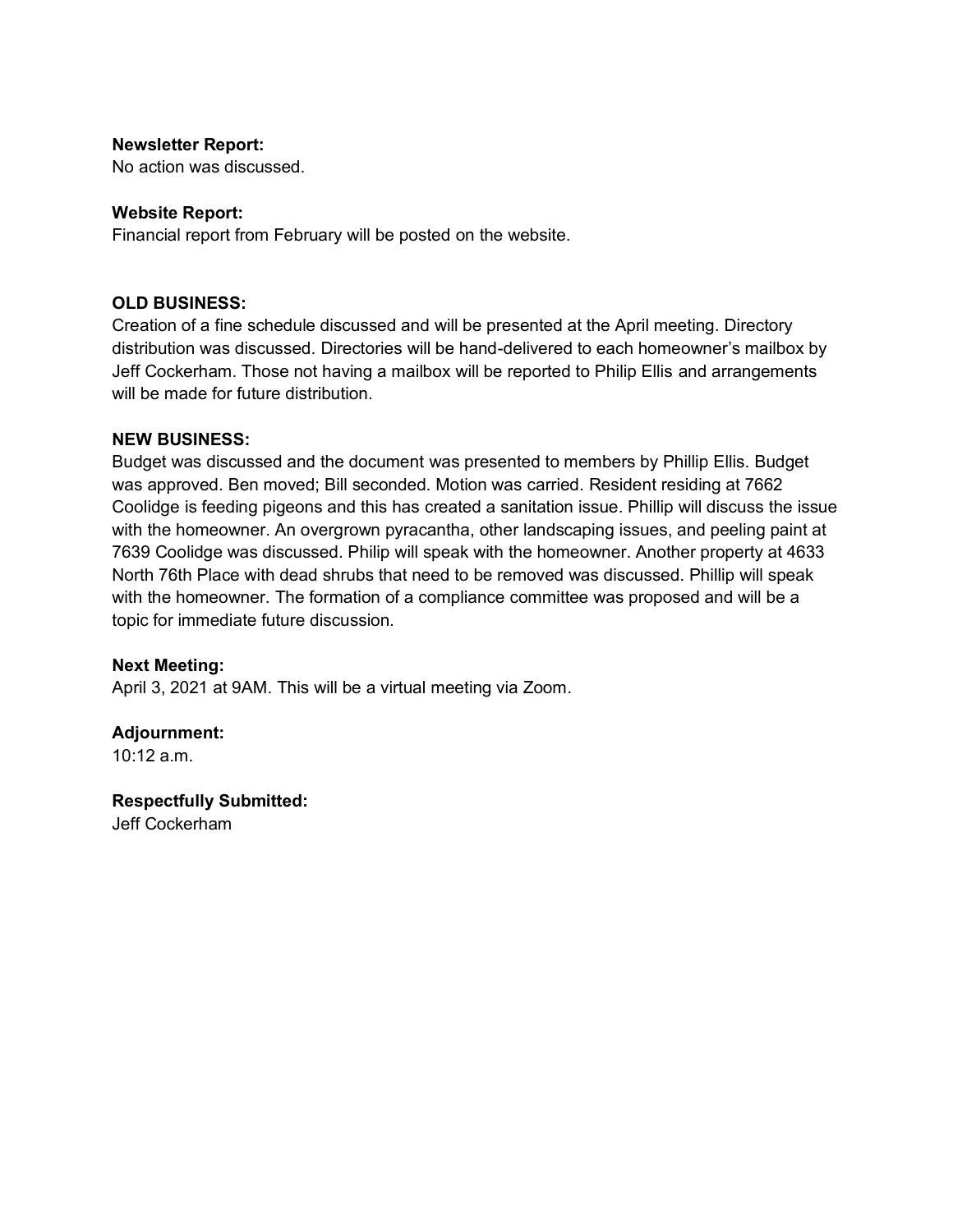**Newsletter Report:**
No action was discussed.

**Website Report:**
Financial report from February will be posted on the website.

**OLD BUSINESS:**
Creation of a fine schedule discussed and will be presented at the April meeting. Directory distribution was discussed. Directories will be hand-delivered to each homeowner's mailbox by Jeff Cockerham. Those not having a mailbox will be reported to Philip Ellis and arrangements will be made for future distribution.

**NEW BUSINESS:**
Budget was discussed and the document was presented to members by Phillip Ellis. Budget was approved. Ben moved; Bill seconded. Motion was carried. Resident residing at 7662 Coolidge is feeding pigeons and this has created a sanitation issue. Phillip will discuss the issue with the homeowner. An overgrown pyracantha, other landscaping issues, and peeling paint at 7639 Coolidge was discussed. Philip will speak with the homeowner. Another property at 4633 North 76th Place with dead shrubs that need to be removed was discussed. Phillip will speak with the homeowner. The formation of a compliance committee was proposed and will be a topic for immediate future discussion.

**Next Meeting:**
April 3, 2021 at 9AM. This will be a virtual meeting via Zoom.

**Adjournment:**
10:12 a.m.

**Respectfully Submitted:**
Jeff Cockerham